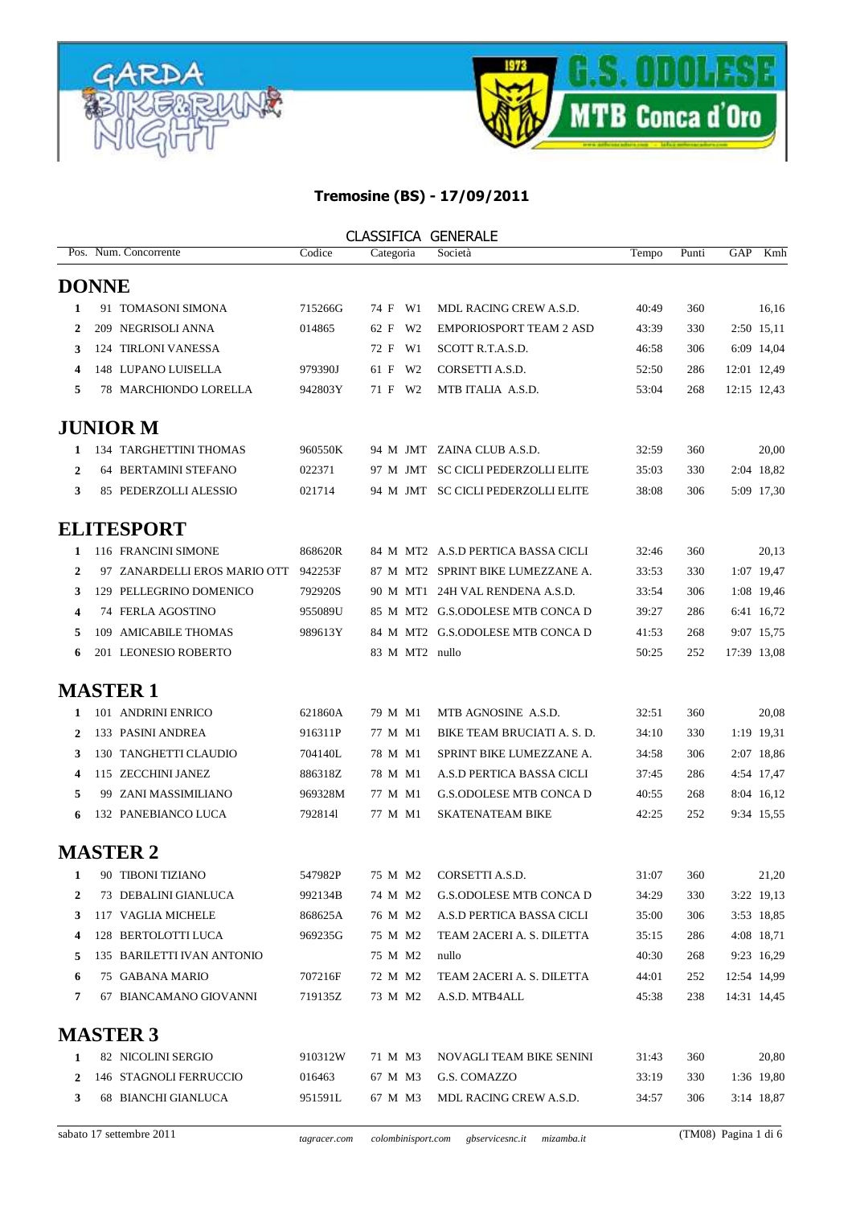**Tremosine (BS) - 17/09/2011**

CLASSIFICA GENERALE

| Pos. | Num. | Concorrente | Codice | Categoria | | | Società | Tempo | Punti | GAP | Kmh |
|---|---|---|---|---|---|---|---|---|---|---|---|

## DONNE

| Pos. | Num. | Concorrente | Codice | Categoria | | | Società | Tempo | Punti | GAP | Kmh |
|---|---|---|---|---|---|---|---|---|---|---|---|
| 1 | 91 | TOMASONI SIMONA | 715266G | 74 | F | W1 | MDL RACING CREW A.S.D. | 40:49 | 360 | | 16,16 |
| 2 | 209 | NEGRISOLI ANNA | 014865 | 62 | F | W2 | EMPORIOSPORT TEAM 2 ASD | 43:39 | 330 | 2:50 | 15,11 |
| 3 | 124 | TIRLONI VANESSA | | 72 | F | W1 | SCOTT R.T.A.S.D. | 46:58 | 306 | 6:09 | 14,04 |
| 4 | 148 | LUPANO LUISELLA | 979390J | 61 | F | W2 | CORSETTI A.S.D. | 52:50 | 286 | 12:01 | 12,49 |
| 5 | 78 | MARCHIONDO LORELLA | 942803Y | 71 | F | W2 | MTB ITALIA A.S.D. | 53:04 | 268 | 12:15 | 12,43 |

## JUNIOR M

| Pos. | Num. | Concorrente | Codice | Categoria | | | Società | Tempo | Punti | GAP | Kmh |
|---|---|---|---|---|---|---|---|---|---|---|---|
| 1 | 134 | TARGHETTINI THOMAS | 960550K | 94 | M | JMT | ZAINA CLUB A.S.D. | 32:59 | 360 | | 20,00 |
| 2 | 64 | BERTAMINI STEFANO | 022371 | 97 | M | JMT | SC CICLI PEDERZOLLI ELITE | 35:03 | 330 | 2:04 | 18,82 |
| 3 | 85 | PEDERZOLLI ALESSIO | 021714 | 94 | M | JMT | SC CICLI PEDERZOLLI ELITE | 38:08 | 306 | 5:09 | 17,30 |

## ELITESPORT

| Pos. | Num. | Concorrente | Codice | Categoria | | | Società | Tempo | Punti | GAP | Kmh |
|---|---|---|---|---|---|---|---|---|---|---|---|
| 1 | 116 | FRANCINI SIMONE | 868620R | 84 | M | MT2 | A.S.D PERTICA BASSA CICLI | 32:46 | 360 | | 20,13 |
| 2 | 97 | ZANARDELLI EROS MARIO OTT | 942253F | 87 | M | MT2 | SPRINT BIKE LUMEZZANE A. | 33:53 | 330 | 1:07 | 19,47 |
| 3 | 129 | PELLEGRINO DOMENICO | 792920S | 90 | M | MT1 | 24H VAL RENDENA A.S.D. | 33:54 | 306 | 1:08 | 19,46 |
| 4 | 74 | FERLA AGOSTINO | 955089U | 85 | M | MT2 | G.S.ODOLESE MTB CONCA D | 39:27 | 286 | 6:41 | 16,72 |
| 5 | 109 | AMICABILE THOMAS | 989613Y | 84 | M | MT2 | G.S.ODOLESE MTB CONCA D | 41:53 | 268 | 9:07 | 15,75 |
| 6 | 201 | LEONESIO ROBERTO | | 83 | M | MT2 | nullo | 50:25 | 252 | 17:39 | 13,08 |

## MASTER 1

| Pos. | Num. | Concorrente | Codice | Categoria | | | Società | Tempo | Punti | GAP | Kmh |
|---|---|---|---|---|---|---|---|---|---|---|---|
| 1 | 101 | ANDRINI ENRICO | 621860A | 79 | M | M1 | MTB AGNOSINE A.S.D. | 32:51 | 360 | | 20,08 |
| 2 | 133 | PASINI ANDREA | 916311P | 77 | M | M1 | BIKE TEAM BRUCIATI A. S. D. | 34:10 | 330 | 1:19 | 19,31 |
| 3 | 130 | TANGHETTI CLAUDIO | 704140L | 78 | M | M1 | SPRINT BIKE LUMEZZANE A. | 34:58 | 306 | 2:07 | 18,86 |
| 4 | 115 | ZECCHINI JANEZ | 886318Z | 78 | M | M1 | A.S.D PERTICA BASSA CICLI | 37:45 | 286 | 4:54 | 17,47 |
| 5 | 99 | ZANI MASSIMILIANO | 969328M | 77 | M | M1 | G.S.ODOLESE MTB CONCA D | 40:55 | 268 | 8:04 | 16,12 |
| 6 | 132 | PANEBIANCO LUCA | 792814I | 77 | M | M1 | SKATENATEAM BIKE | 42:25 | 252 | 9:34 | 15,55 |

## MASTER 2

| Pos. | Num. | Concorrente | Codice | Categoria | | | Società | Tempo | Punti | GAP | Kmh |
|---|---|---|---|---|---|---|---|---|---|---|---|
| 1 | 90 | TIBONI TIZIANO | 547982P | 75 | M | M2 | CORSETTI A.S.D. | 31:07 | 360 | | 21,20 |
| 2 | 73 | DEBALINI GIANLUCA | 992134B | 74 | M | M2 | G.S.ODOLESE MTB CONCA D | 34:29 | 330 | 3:22 | 19,13 |
| 3 | 117 | VAGLIA MICHELE | 868625A | 76 | M | M2 | A.S.D PERTICA BASSA CICLI | 35:00 | 306 | 3:53 | 18,85 |
| 4 | 128 | BERTOLOTTI LUCA | 969235G | 75 | M | M2 | TEAM 2ACERI A. S. DILETTA | 35:15 | 286 | 4:08 | 18,71 |
| 5 | 135 | BARILETTI IVAN ANTONIO | | 75 | M | M2 | nullo | 40:30 | 268 | 9:23 | 16,29 |
| 6 | 75 | GABANA MARIO | 707216F | 72 | M | M2 | TEAM 2ACERI A. S. DILETTA | 44:01 | 252 | 12:54 | 14,99 |
| 7 | 67 | BIANCAMANO GIOVANNI | 719135Z | 73 | M | M2 | A.S.D. MTB4ALL | 45:38 | 238 | 14:31 | 14,45 |

## MASTER 3

| Pos. | Num. | Concorrente | Codice | Categoria | | | Società | Tempo | Punti | GAP | Kmh |
|---|---|---|---|---|---|---|---|---|---|---|---|
| 1 | 82 | NICOLINI SERGIO | 910312W | 71 | M | M3 | NOVAGLI TEAM BIKE SENINI | 31:43 | 360 | | 20,80 |
| 2 | 146 | STAGNOLI FERRUCCIO | 016463 | 67 | M | M3 | G.S. COMAZZO | 33:19 | 330 | 1:36 | 19,80 |
| 3 | 68 | BIANCHI GIANLUCA | 951591L | 67 | M | M3 | MDL RACING CREW A.S.D. | 34:57 | 306 | 3:14 | 18,87 |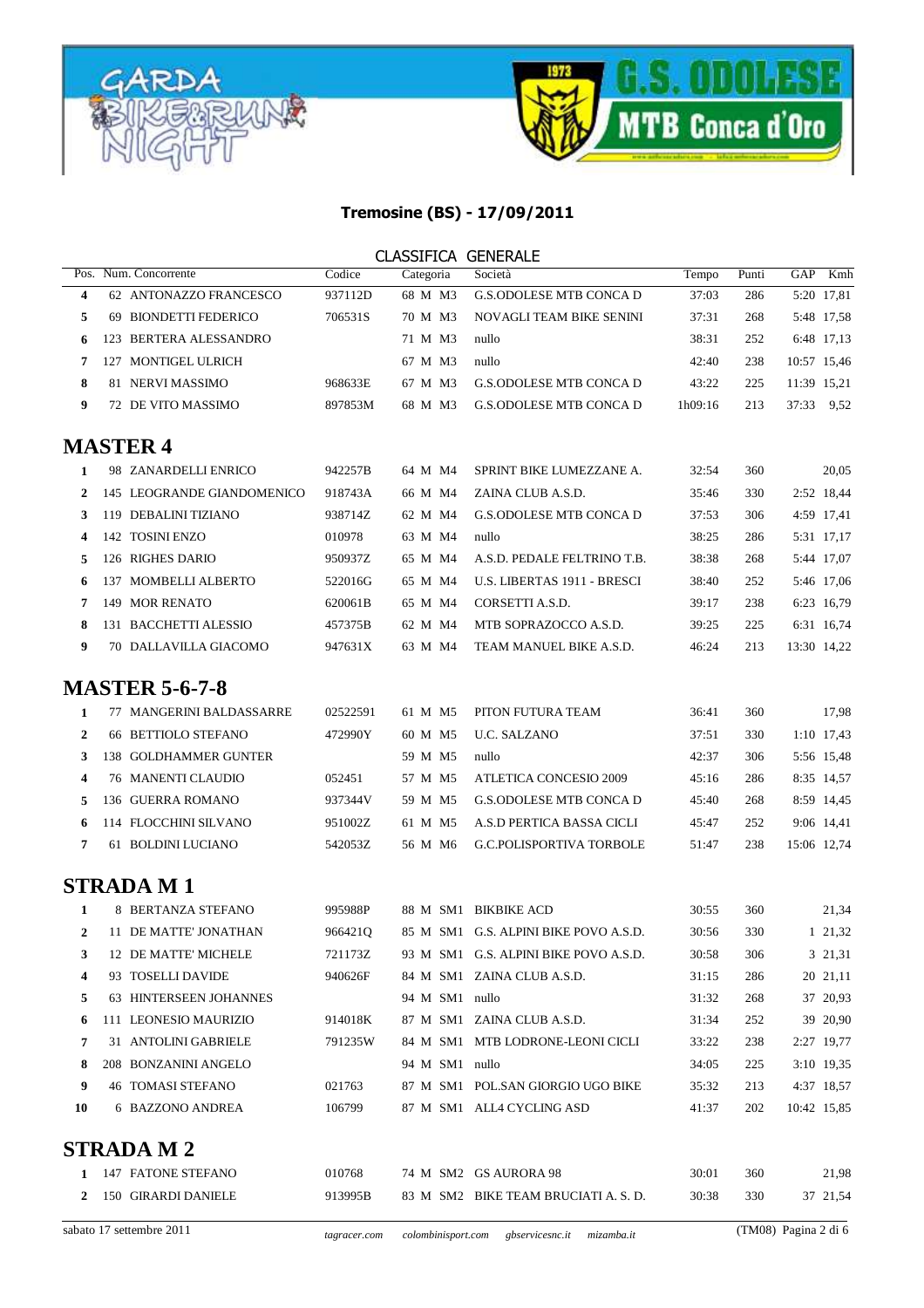**Tremosine (BS) - 17/09/2011**

CLASSIFICA GENERALE

| Pos. | Num. | Concorrente | Codice | Categoria | Società | Tempo | Punti | GAP | Kmh |
|---|---|---|---|---|---|---|---|---|---|
| 4 | 62 | ANTONAZZO FRANCESCO | 937112D | 68 M M3 | G.S.ODOLESE MTB CONCA D | 37:03 | 286 | 5:20 | 17,81 |
| 5 | 69 | BIONDETTI FEDERICO | 706531S | 70 M M3 | NOVAGLI TEAM BIKE SENINI | 37:31 | 268 | 5:48 | 17,58 |
| 6 | 123 | BERTERA ALESSANDRO | | 71 M M3 | nullo | 38:31 | 252 | 6:48 | 17,13 |
| 7 | 127 | MONTIGEL ULRICH | | 67 M M3 | nullo | 42:40 | 238 | 10:57 | 15,46 |
| 8 | 81 | NERVI MASSIMO | 968633E | 67 M M3 | G.S.ODOLESE MTB CONCA D | 43:22 | 225 | 11:39 | 15,21 |
| 9 | 72 | DE VITO MASSIMO | 897853M | 68 M M3 | G.S.ODOLESE MTB CONCA D | 1h09:16 | 213 | 37:33 | 9,52 |

## MASTER 4

| Pos. | Num. | Concorrente | Codice | Categoria | Società | Tempo | Punti | GAP | Kmh |
|---|---|---|---|---|---|---|---|---|---|
| 1 | 98 | ZANARDELLI ENRICO | 942257B | 64 M M4 | SPRINT BIKE LUMEZZANE A. | 32:54 | 360 | | 20,05 |
| 2 | 145 | LEOGRANDE GIANDOMENICO | 918743A | 66 M M4 | ZAINA CLUB A.S.D. | 35:46 | 330 | 2:52 | 18,44 |
| 3 | 119 | DEBALINI TIZIANO | 938714Z | 62 M M4 | G.S.ODOLESE MTB CONCA D | 37:53 | 306 | 4:59 | 17,41 |
| 4 | 142 | TOSINI ENZO | 010978 | 63 M M4 | nullo | 38:25 | 286 | 5:31 | 17,17 |
| 5 | 126 | RIGHES DARIO | 950937Z | 65 M M4 | A.S.D. PEDALE FELTRINO T.B. | 38:38 | 268 | 5:44 | 17,07 |
| 6 | 137 | MOMBELLI ALBERTO | 522016G | 65 M M4 | U.S. LIBERTAS 1911 - BRESCI | 38:40 | 252 | 5:46 | 17,06 |
| 7 | 149 | MOR RENATO | 620061B | 65 M M4 | CORSETTI A.S.D. | 39:17 | 238 | 6:23 | 16,79 |
| 8 | 131 | BACCHETTI ALESSIO | 457375B | 62 M M4 | MTB SOPRAZOCCO A.S.D. | 39:25 | 225 | 6:31 | 16,74 |
| 9 | 70 | DALLAVILLA GIACOMO | 947631X | 63 M M4 | TEAM MANUEL BIKE A.S.D. | 46:24 | 213 | 13:30 | 14,22 |

## MASTER 5-6-7-8

| Pos. | Num. | Concorrente | Codice | Categoria | Società | Tempo | Punti | GAP | Kmh |
|---|---|---|---|---|---|---|---|---|---|
| 1 | 77 | MANGERINI BALDASSARRE | 02522591 | 61 M M5 | PITON FUTURA TEAM | 36:41 | 360 | | 17,98 |
| 2 | 66 | BETTIOLO STEFANO | 472990Y | 60 M M5 | U.C. SALZANO | 37:51 | 330 | 1:10 | 17,43 |
| 3 | 138 | GOLDHAMMER GUNTER | | 59 M M5 | nullo | 42:37 | 306 | 5:56 | 15,48 |
| 4 | 76 | MANENTI CLAUDIO | 052451 | 57 M M5 | ATLETICA CONCESIO 2009 | 45:16 | 286 | 8:35 | 14,57 |
| 5 | 136 | GUERRA ROMANO | 937344V | 59 M M5 | G.S.ODOLESE MTB CONCA D | 45:40 | 268 | 8:59 | 14,45 |
| 6 | 114 | FLOCCHINI SILVANO | 951002Z | 61 M M5 | A.S.D PERTICA BASSA CICLI | 45:47 | 252 | 9:06 | 14,41 |
| 7 | 61 | BOLDINI LUCIANO | 542053Z | 56 M M6 | G.C.POLISPORTIVA TORBOLE | 51:47 | 238 | 15:06 | 12,74 |

## STRADA M 1

| Pos. | Num. | Concorrente | Codice | Categoria | Società | Tempo | Punti | GAP | Kmh |
|---|---|---|---|---|---|---|---|---|---|
| 1 | 8 | BERTANZA STEFANO | 995988P | 88 M SM1 | BIKBIKE ACD | 30:55 | 360 | | 21,34 |
| 2 | 11 | DE MATTE' JONATHAN | 966421Q | 85 M SM1 | G.S. ALPINI BIKE POVO A.S.D. | 30:56 | 330 | 1 | 21,32 |
| 3 | 12 | DE MATTE' MICHELE | 721173Z | 93 M SM1 | G.S. ALPINI BIKE POVO A.S.D. | 30:58 | 306 | 3 | 21,31 |
| 4 | 93 | TOSELLI DAVIDE | 940626F | 84 M SM1 | ZAINA CLUB A.S.D. | 31:15 | 286 | 20 | 21,11 |
| 5 | 63 | HINTERSEEN JOHANNES | | 94 M SM1 | nullo | 31:32 | 268 | 37 | 20,93 |
| 6 | 111 | LEONESIO MAURIZIO | 914018K | 87 M SM1 | ZAINA CLUB A.S.D. | 31:34 | 252 | 39 | 20,90 |
| 7 | 31 | ANTOLINI GABRIELE | 791235W | 84 M SM1 | MTB LODRONE-LEONI CICLI | 33:22 | 238 | 2:27 | 19,77 |
| 8 | 208 | BONZANINI ANGELO | | 94 M SM1 | nullo | 34:05 | 225 | 3:10 | 19,35 |
| 9 | 46 | TOMASI STEFANO | 021763 | 87 M SM1 | POL.SAN GIORGIO UGO BIKE | 35:32 | 213 | 4:37 | 18,57 |
| 10 | 6 | BAZZONO ANDREA | 106799 | 87 M SM1 | ALL4 CYCLING ASD | 41:37 | 202 | 10:42 | 15,85 |

## STRADA M 2

| Pos. | Num. | Concorrente | Codice | Categoria | Società | Tempo | Punti | GAP | Kmh |
|---|---|---|---|---|---|---|---|---|---|
| 1 | 147 | FATONE STEFANO | 010768 | 74 M SM2 | GS AURORA 98 | 30:01 | 360 | | 21,98 |
| 2 | 150 | GIRARDI DANIELE | 913995B | 83 M SM2 | BIKE TEAM BRUCIATI A. S. D. | 30:38 | 330 | 37 | 21,54 |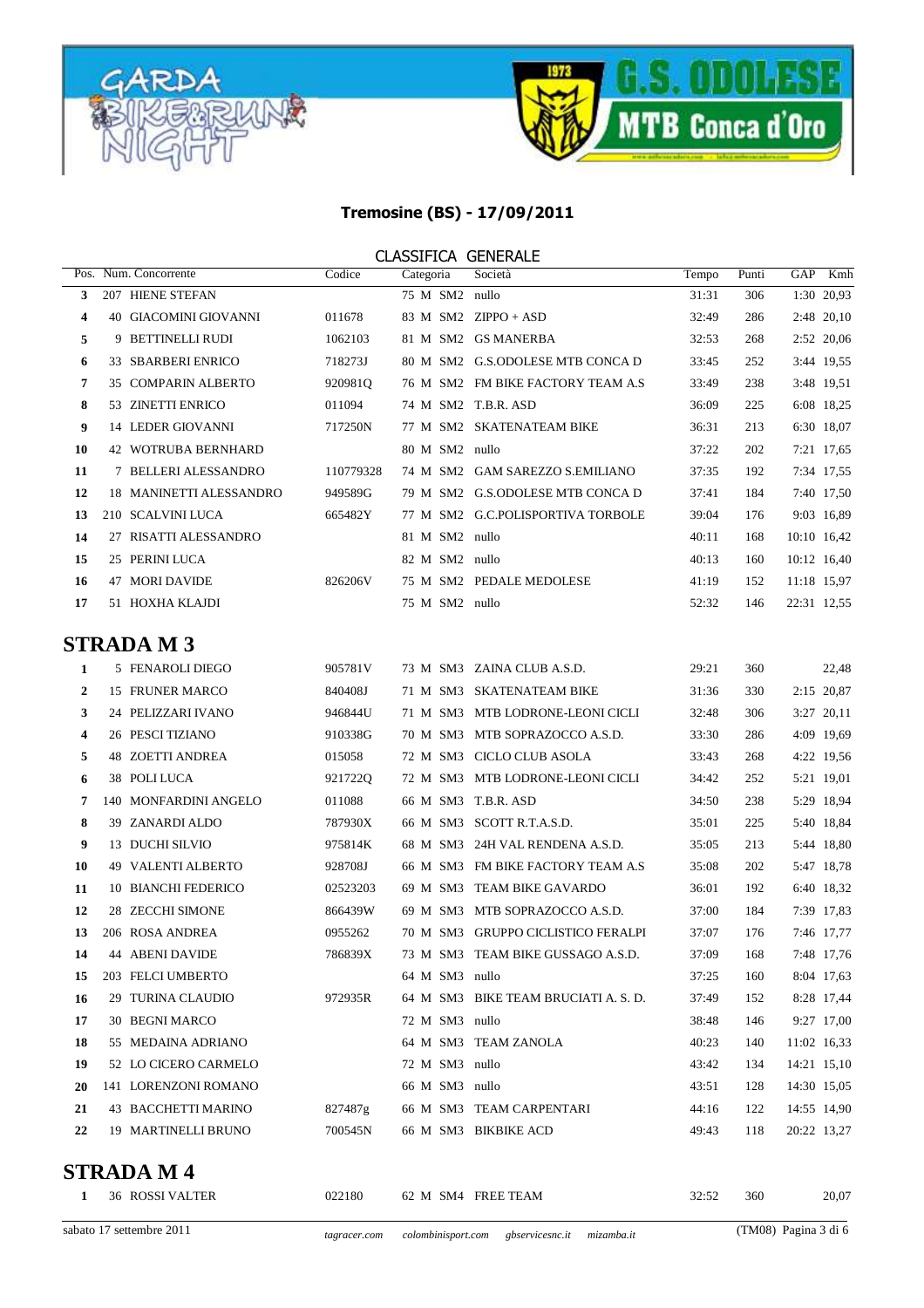**Tremosine (BS) - 17/09/2011**

CLASSIFICA GENERALE

| Pos. | Num. | Concorrente | Codice | Categoria | | | Società | Tempo | Punti | GAP | Kmh |
|---|---|---|---|---|---|---|---|---|---|---|---|
| 3 | 207 | HIENE STEFAN | | 75 | M | SM2 | nullo | 31:31 | 306 | 1:30 | 20,93 |
| 4 | 40 | GIACOMINI GIOVANNI | 011678 | 83 | M | SM2 | ZIPPO + ASD | 32:49 | 286 | 2:48 | 20,10 |
| 5 | 9 | BETTINELLI RUDI | 1062103 | 81 | M | SM2 | GS MANERBA | 32:53 | 268 | 2:52 | 20,06 |
| 6 | 33 | SBARBERI ENRICO | 718273J | 80 | M | SM2 | G.S.ODOLESE MTB CONCA D | 33:45 | 252 | 3:44 | 19,55 |
| 7 | 35 | COMPARIN ALBERTO | 920981Q | 76 | M | SM2 | FM BIKE FACTORY TEAM A.S | 33:49 | 238 | 3:48 | 19,51 |
| 8 | 53 | ZINETTI ENRICO | 011094 | 74 | M | SM2 | T.B.R. ASD | 36:09 | 225 | 6:08 | 18,25 |
| 9 | 14 | LEDER GIOVANNI | 717250N | 77 | M | SM2 | SKATENATEAM BIKE | 36:31 | 213 | 6:30 | 18,07 |
| 10 | 42 | WOTRUBA BERNHARD | | 80 | M | SM2 | nullo | 37:22 | 202 | 7:21 | 17,65 |
| 11 | 7 | BELLERI ALESSANDRO | 110779328 | 74 | M | SM2 | GAM SAREZZO S.EMILIANO | 37:35 | 192 | 7:34 | 17,55 |
| 12 | 18 | MANINETTI ALESSANDRO | 949589G | 79 | M | SM2 | G.S.ODOLESE MTB CONCA D | 37:41 | 184 | 7:40 | 17,50 |
| 13 | 210 | SCALVINI LUCA | 665482Y | 77 | M | SM2 | G.C.POLISPORTIVA TORBOLE | 39:04 | 176 | 9:03 | 16,89 |
| 14 | 27 | RISATTI ALESSANDRO | | 81 | M | SM2 | nullo | 40:11 | 168 | 10:10 | 16,42 |
| 15 | 25 | PERINI LUCA | | 82 | M | SM2 | nullo | 40:13 | 160 | 10:12 | 16,40 |
| 16 | 47 | MORI DAVIDE | 826206V | 75 | M | SM2 | PEDALE MEDOLESE | 41:19 | 152 | 11:18 | 15,97 |
| 17 | 51 | HOXHA KLAJDI | | 75 | M | SM2 | nullo | 52:32 | 146 | 22:31 | 12,55 |

## STRADA M 3

| Pos. | Num. | Concorrente | Codice | Categoria | | | Società | Tempo | Punti | GAP | Kmh |
|---|---|---|---|---|---|---|---|---|---|---|---|
| 1 | 5 | FENAROLI DIEGO | 905781V | 73 | M | SM3 | ZAINA CLUB A.S.D. | 29:21 | 360 | | 22,48 |
| 2 | 15 | FRUNER MARCO | 840408J | 71 | M | SM3 | SKATENATEAM BIKE | 31:36 | 330 | 2:15 | 20,87 |
| 3 | 24 | PELIZZARI IVANO | 946844U | 71 | M | SM3 | MTB LODRONE-LEONI CICLI | 32:48 | 306 | 3:27 | 20,11 |
| 4 | 26 | PESCI TIZIANO | 910338G | 70 | M | SM3 | MTB SOPRAZOCCO A.S.D. | 33:30 | 286 | 4:09 | 19,69 |
| 5 | 48 | ZOETTI ANDREA | 015058 | 72 | M | SM3 | CICLO CLUB ASOLA | 33:43 | 268 | 4:22 | 19,56 |
| 6 | 38 | POLI LUCA | 921722Q | 72 | M | SM3 | MTB LODRONE-LEONI CICLI | 34:42 | 252 | 5:21 | 19,01 |
| 7 | 140 | MONFARDINI ANGELO | 011088 | 66 | M | SM3 | T.B.R. ASD | 34:50 | 238 | 5:29 | 18,94 |
| 8 | 39 | ZANARDI ALDO | 787930X | 66 | M | SM3 | SCOTT R.T.A.S.D. | 35:01 | 225 | 5:40 | 18,84 |
| 9 | 13 | DUCHI SILVIO | 975814K | 68 | M | SM3 | 24H VAL RENDENA A.S.D. | 35:05 | 213 | 5:44 | 18,80 |
| 10 | 49 | VALENTI ALBERTO | 928708J | 66 | M | SM3 | FM BIKE FACTORY TEAM A.S | 35:08 | 202 | 5:47 | 18,78 |
| 11 | 10 | BIANCHI FEDERICO | 02523203 | 69 | M | SM3 | TEAM BIKE GAVARDO | 36:01 | 192 | 6:40 | 18,32 |
| 12 | 28 | ZECCHI SIMONE | 866439W | 69 | M | SM3 | MTB SOPRAZOCCO A.S.D. | 37:00 | 184 | 7:39 | 17,83 |
| 13 | 206 | ROSA ANDREA | 0955262 | 70 | M | SM3 | GRUPPO CICLISTICO FERALPI | 37:07 | 176 | 7:46 | 17,77 |
| 14 | 44 | ABENI DAVIDE | 786839X | 73 | M | SM3 | TEAM BIKE GUSSAGO A.S.D. | 37:09 | 168 | 7:48 | 17,76 |
| 15 | 203 | FELCI UMBERTO | | 64 | M | SM3 | nullo | 37:25 | 160 | 8:04 | 17,63 |
| 16 | 29 | TURINA CLAUDIO | 972935R | 64 | M | SM3 | BIKE TEAM BRUCIATI A. S. D. | 37:49 | 152 | 8:28 | 17,44 |
| 17 | 30 | BEGNI MARCO | | 72 | M | SM3 | nullo | 38:48 | 146 | 9:27 | 17,00 |
| 18 | 55 | MEDAINA ADRIANO | | 64 | M | SM3 | TEAM ZANOLA | 40:23 | 140 | 11:02 | 16,33 |
| 19 | 52 | LO CICERO CARMELO | | 72 | M | SM3 | nullo | 43:42 | 134 | 14:21 | 15,10 |
| 20 | 141 | LORENZONI ROMANO | | 66 | M | SM3 | nullo | 43:51 | 128 | 14:30 | 15,05 |
| 21 | 43 | BACCHETTI MARINO | 827487g | 66 | M | SM3 | TEAM CARPENTARI | 44:16 | 122 | 14:55 | 14,90 |
| 22 | 19 | MARTINELLI BRUNO | 700545N | 66 | M | SM3 | BIKBIKE ACD | 49:43 | 118 | 20:22 | 13,27 |

## STRADA M 4

| Pos. | Num. | Concorrente | Codice | Categoria | | | Società | Tempo | Punti | GAP | Kmh |
|---|---|---|---|---|---|---|---|---|---|---|---|
| 1 | 36 | ROSSI VALTER | 022180 | 62 | M | SM4 | FREE TEAM | 32:52 | 360 | | 20,07 |

sabato 17 settembre 2011 — tagracer.com colombinisport.com gbservicesnc.it mizamba.it — (TM08)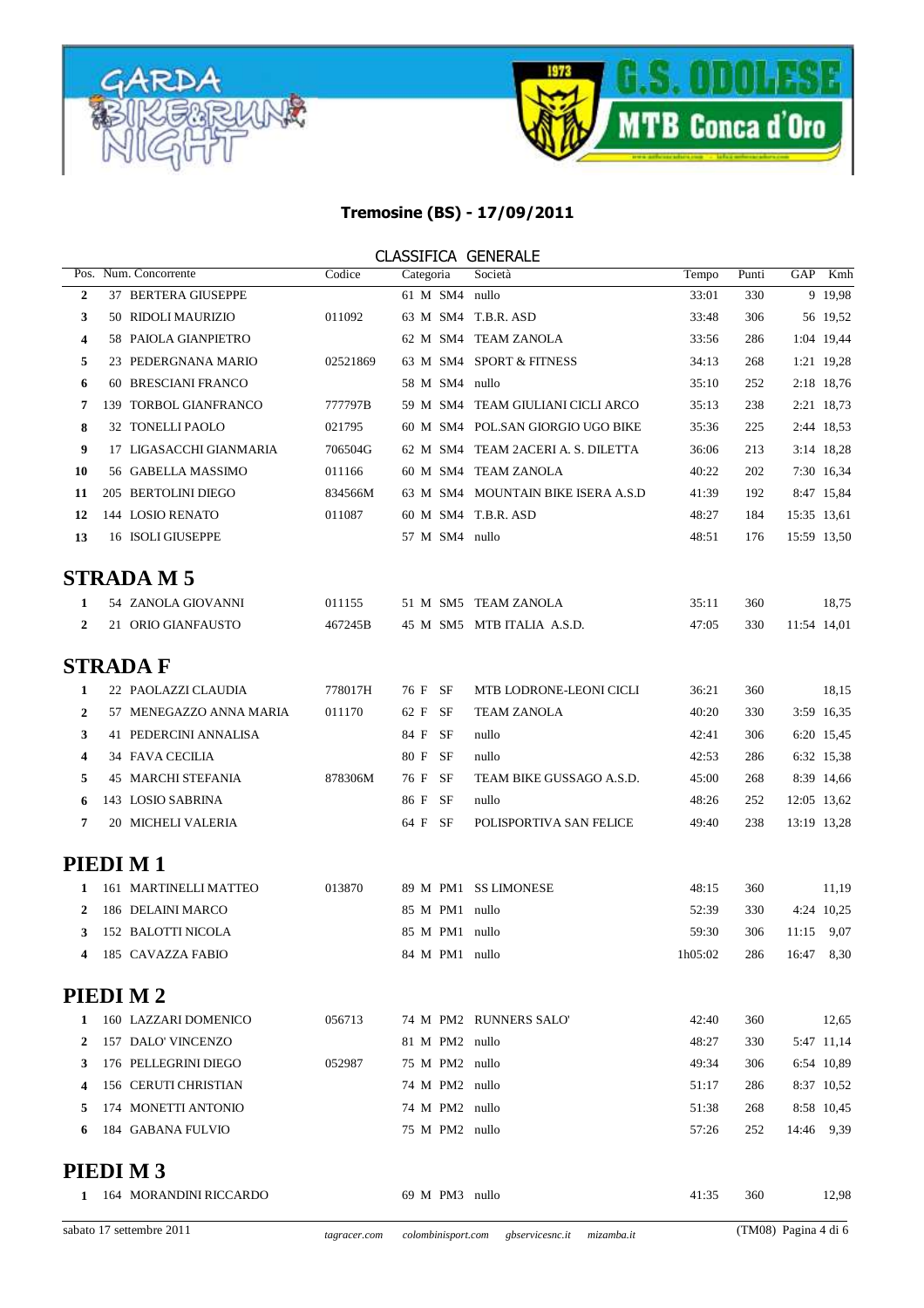**Tremosine (BS) - 17/09/2011**

CLASSIFICA GENERALE

| Pos. | Num. | Concorrente | Codice | Categoria | | | Società | Tempo | Punti | GAP | Kmh |
|---|---|---|---|---|---|---|---|---|---|---|---|
| 2 | 37 | BERTERA GIUSEPPE | | 61 | M | SM4 | nullo | 33:01 | 330 | 9 | 19,98 |
| 3 | 50 | RIDOLI MAURIZIO | 011092 | 63 | M | SM4 | T.B.R. ASD | 33:48 | 306 | 56 | 19,52 |
| 4 | 58 | PAIOLA GIANPIETRO | | 62 | M | SM4 | TEAM ZANOLA | 33:56 | 286 | 1:04 | 19,44 |
| 5 | 23 | PEDERGNANA MARIO | 02521869 | 63 | M | SM4 | SPORT & FITNESS | 34:13 | 268 | 1:21 | 19,28 |
| 6 | 60 | BRESCIANI FRANCO | | 58 | M | SM4 | nullo | 35:10 | 252 | 2:18 | 18,76 |
| 7 | 139 | TORBOL GIANFRANCO | 777797B | 59 | M | SM4 | TEAM GIULIANI CICLI ARCO | 35:13 | 238 | 2:21 | 18,73 |
| 8 | 32 | TONELLI PAOLO | 021795 | 60 | M | SM4 | POL.SAN GIORGIO UGO BIKE | 35:36 | 225 | 2:44 | 18,53 |
| 9 | 17 | LIGASACCHI GIANMARIA | 706504G | 62 | M | SM4 | TEAM 2ACERI A. S. DILETTA | 36:06 | 213 | 3:14 | 18,28 |
| 10 | 56 | GABELLA MASSIMO | 011166 | 60 | M | SM4 | TEAM ZANOLA | 40:22 | 202 | 7:30 | 16,34 |
| 11 | 205 | BERTOLINI DIEGO | 834566M | 63 | M | SM4 | MOUNTAIN BIKE ISERA A.S.D | 41:39 | 192 | 8:47 | 15,84 |
| 12 | 144 | LOSIO RENATO | 011087 | 60 | M | SM4 | T.B.R. ASD | 48:27 | 184 | 15:35 | 13,61 |
| 13 | 16 | ISOLI GIUSEPPE | | 57 | M | SM4 | nullo | 48:51 | 176 | 15:59 | 13,50 |

## STRADA M 5

| Pos. | Num. | Concorrente | Codice | Categoria | | | Società | Tempo | Punti | GAP | Kmh |
|---|---|---|---|---|---|---|---|---|---|---|---|
| 1 | 54 | ZANOLA GIOVANNI | 011155 | 51 | M | SM5 | TEAM ZANOLA | 35:11 | 360 | | 18,75 |
| 2 | 21 | ORIO GIANFAUSTO | 467245B | 45 | M | SM5 | MTB ITALIA A.S.D. | 47:05 | 330 | 11:54 | 14,01 |

## STRADA F

| Pos. | Num. | Concorrente | Codice | Categoria | | | Società | Tempo | Punti | GAP | Kmh |
|---|---|---|---|---|---|---|---|---|---|---|---|
| 1 | 22 | PAOLAZZI CLAUDIA | 778017H | 76 | F | SF | MTB LODRONE-LEONI CICLI | 36:21 | 360 | | 18,15 |
| 2 | 57 | MENEGAZZO ANNA MARIA | 011170 | 62 | F | SF | TEAM ZANOLA | 40:20 | 330 | 3:59 | 16,35 |
| 3 | 41 | PEDERCINI ANNALISA | | 84 | F | SF | nullo | 42:41 | 306 | 6:20 | 15,45 |
| 4 | 34 | FAVA CECILIA | | 80 | F | SF | nullo | 42:53 | 286 | 6:32 | 15,38 |
| 5 | 45 | MARCHI STEFANIA | 878306M | 76 | F | SF | TEAM BIKE GUSSAGO A.S.D. | 45:00 | 268 | 8:39 | 14,66 |
| 6 | 143 | LOSIO SABRINA | | 86 | F | SF | nullo | 48:26 | 252 | 12:05 | 13,62 |
| 7 | 20 | MICHELI VALERIA | | 64 | F | SF | POLISPORTIVA SAN FELICE | 49:40 | 238 | 13:19 | 13,28 |

## PIEDI M 1

| Pos. | Num. | Concorrente | Codice | Categoria | | | Società | Tempo | Punti | GAP | Kmh |
|---|---|---|---|---|---|---|---|---|---|---|---|
| 1 | 161 | MARTINELLI MATTEO | 013870 | 89 | M | PM1 | SS LIMONESE | 48:15 | 360 | | 11,19 |
| 2 | 186 | DELAINI MARCO | | 85 | M | PM1 | nullo | 52:39 | 330 | 4:24 | 10,25 |
| 3 | 152 | BALOTTI NICOLA | | 85 | M | PM1 | nullo | 59:30 | 306 | 11:15 | 9,07 |
| 4 | 185 | CAVAZZA FABIO | | 84 | M | PM1 | nullo | 1h05:02 | 286 | 16:47 | 8,30 |

## PIEDI M 2

| Pos. | Num. | Concorrente | Codice | Categoria | | | Società | Tempo | Punti | GAP | Kmh |
|---|---|---|---|---|---|---|---|---|---|---|---|
| 1 | 160 | LAZZARI DOMENICO | 056713 | 74 | M | PM2 | RUNNERS SALO' | 42:40 | 360 | | 12,65 |
| 2 | 157 | DALO' VINCENZO | | 81 | M | PM2 | nullo | 48:27 | 330 | 5:47 | 11,14 |
| 3 | 176 | PELLEGRINI DIEGO | 052987 | 75 | M | PM2 | nullo | 49:34 | 306 | 6:54 | 10,89 |
| 4 | 156 | CERUTI CHRISTIAN | | 74 | M | PM2 | nullo | 51:17 | 286 | 8:37 | 10,52 |
| 5 | 174 | MONETTI ANTONIO | | 74 | M | PM2 | nullo | 51:38 | 268 | 8:58 | 10,45 |
| 6 | 184 | GABANA FULVIO | | 75 | M | PM2 | nullo | 57:26 | 252 | 14:46 | 9,39 |

## PIEDI M 3

| Pos. | Num. | Concorrente | Codice | Categoria | | | Società | Tempo | Punti | GAP | Kmh |
|---|---|---|---|---|---|---|---|---|---|---|---|
| 1 | 164 | MORANDINI RICCARDO | | 69 | M | PM3 | nullo | 41:35 | 360 | | 12,98 |

sabato 17 settembre 2011 — *tagracer.com* *colombinisport.com* *gbservicesnc.it* *mizamba.it* — (TM08)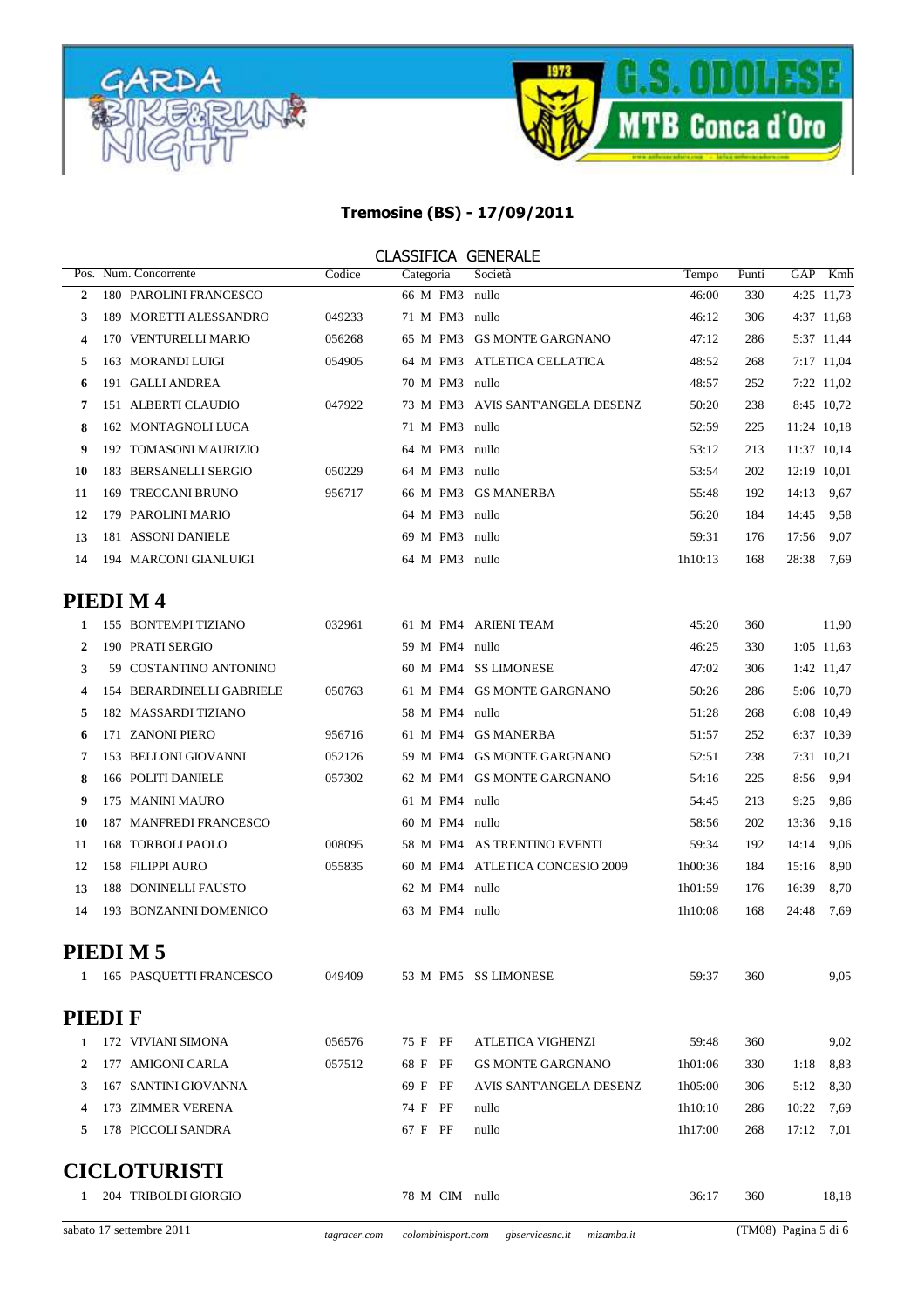# Tremosine (BS) - 17/09/2011

## CLASSIFICA GENERALE

| Pos. | Num. | Concorrente | Codice | Categoria | Società | Tempo | Punti | GAP | Kmh |
|---|---|---|---|---|---|---|---|---|---|
| 2 | 180 | PAROLINI FRANCESCO | | 66 M PM3 | nullo | 46:00 | 330 | 4:25 | 11,73 |
| 3 | 189 | MORETTI ALESSANDRO | 049233 | 71 M PM3 | nullo | 46:12 | 306 | 4:37 | 11,68 |
| 4 | 170 | VENTURELLI MARIO | 056268 | 65 M PM3 | GS MONTE GARGNANO | 47:12 | 286 | 5:37 | 11,44 |
| 5 | 163 | MORANDI LUIGI | 054905 | 64 M PM3 | ATLETICA CELLATICA | 48:52 | 268 | 7:17 | 11,04 |
| 6 | 191 | GALLI ANDREA | | 70 M PM3 | nullo | 48:57 | 252 | 7:22 | 11,02 |
| 7 | 151 | ALBERTI CLAUDIO | 047922 | 73 M PM3 | AVIS SANT'ANGELA DESENZ | 50:20 | 238 | 8:45 | 10,72 |
| 8 | 162 | MONTAGNOLI LUCA | | 71 M PM3 | nullo | 52:59 | 225 | 11:24 | 10,18 |
| 9 | 192 | TOMASONI MAURIZIO | | 64 M PM3 | nullo | 53:12 | 213 | 11:37 | 10,14 |
| 10 | 183 | BERSANELLI SERGIO | 050229 | 64 M PM3 | nullo | 53:54 | 202 | 12:19 | 10,01 |
| 11 | 169 | TRECCANI BRUNO | 956717 | 66 M PM3 | GS MANERBA | 55:48 | 192 | 14:13 | 9,67 |
| 12 | 179 | PAROLINI MARIO | | 64 M PM3 | nullo | 56:20 | 184 | 14:45 | 9,58 |
| 13 | 181 | ASSONI DANIELE | | 69 M PM3 | nullo | 59:31 | 176 | 17:56 | 9,07 |
| 14 | 194 | MARCONI GIANLUIGI | | 64 M PM3 | nullo | 1h10:13 | 168 | 28:38 | 7,69 |

## PIEDI M 4

| Pos. | Num. | Concorrente | Codice | Categoria | Società | Tempo | Punti | GAP | Kmh |
|---|---|---|---|---|---|---|---|---|---|
| 1 | 155 | BONTEMPI TIZIANO | 032961 | 61 M PM4 | ARIENI TEAM | 45:20 | 360 | | 11,90 |
| 2 | 190 | PRATI SERGIO | | 59 M PM4 | nullo | 46:25 | 330 | 1:05 | 11,63 |
| 3 | 59 | COSTANTINO ANTONINO | | 60 M PM4 | SS LIMONESE | 47:02 | 306 | 1:42 | 11,47 |
| 4 | 154 | BERARDINELLI GABRIELE | 050763 | 61 M PM4 | GS MONTE GARGNANO | 50:26 | 286 | 5:06 | 10,70 |
| 5 | 182 | MASSARDI TIZIANO | | 58 M PM4 | nullo | 51:28 | 268 | 6:08 | 10,49 |
| 6 | 171 | ZANONI PIERO | 956716 | 61 M PM4 | GS MANERBA | 51:57 | 252 | 6:37 | 10,39 |
| 7 | 153 | BELLONI GIOVANNI | 052126 | 59 M PM4 | GS MONTE GARGNANO | 52:51 | 238 | 7:31 | 10,21 |
| 8 | 166 | POLITI DANIELE | 057302 | 62 M PM4 | GS MONTE GARGNANO | 54:16 | 225 | 8:56 | 9,94 |
| 9 | 175 | MANINI MAURO | | 61 M PM4 | nullo | 54:45 | 213 | 9:25 | 9,86 |
| 10 | 187 | MANFREDI FRANCESCO | | 60 M PM4 | nullo | 58:56 | 202 | 13:36 | 9,16 |
| 11 | 168 | TORBOLI PAOLO | 008095 | 58 M PM4 | AS TRENTINO EVENTI | 59:34 | 192 | 14:14 | 9,06 |
| 12 | 158 | FILIPPI AURO | 055835 | 60 M PM4 | ATLETICA CONCESIO 2009 | 1h00:36 | 184 | 15:16 | 8,90 |
| 13 | 188 | DONINELLI FAUSTO | | 62 M PM4 | nullo | 1h01:59 | 176 | 16:39 | 8,70 |
| 14 | 193 | BONZANINI DOMENICO | | 63 M PM4 | nullo | 1h10:08 | 168 | 24:48 | 7,69 |

## PIEDI M 5

| Pos. | Num. | Concorrente | Codice | Categoria | Società | Tempo | Punti | GAP | Kmh |
|---|---|---|---|---|---|---|---|---|---|
| 1 | 165 | PASQUETTI FRANCESCO | 049409 | 53 M PM5 | SS LIMONESE | 59:37 | 360 | | 9,05 |

## PIEDI F

| Pos. | Num. | Concorrente | Codice | Categoria | Società | Tempo | Punti | GAP | Kmh |
|---|---|---|---|---|---|---|---|---|---|
| 1 | 172 | VIVIANI SIMONA | 056576 | 75 F PF | ATLETICA VIGHENZI | 59:48 | 360 | | 9,02 |
| 2 | 177 | AMIGONI CARLA | 057512 | 68 F PF | GS MONTE GARGNANO | 1h01:06 | 330 | 1:18 | 8,83 |
| 3 | 167 | SANTINI GIOVANNA | | 69 F PF | AVIS SANT'ANGELA DESENZ | 1h05:00 | 306 | 5:12 | 8,30 |
| 4 | 173 | ZIMMER VERENA | | 74 F PF | nullo | 1h10:10 | 286 | 10:22 | 7,69 |
| 5 | 178 | PICCOLI SANDRA | | 67 F PF | nullo | 1h17:00 | 268 | 17:12 | 7,01 |

## CICLOTURISTI

| Pos. | Num. | Concorrente | Codice | Categoria | Società | Tempo | Punti | GAP | Kmh |
|---|---|---|---|---|---|---|---|---|---|
| 1 | 204 | TRIBOLDI GIORGIO | | 78 M CIM | nullo | 36:17 | 360 | | 18,18 |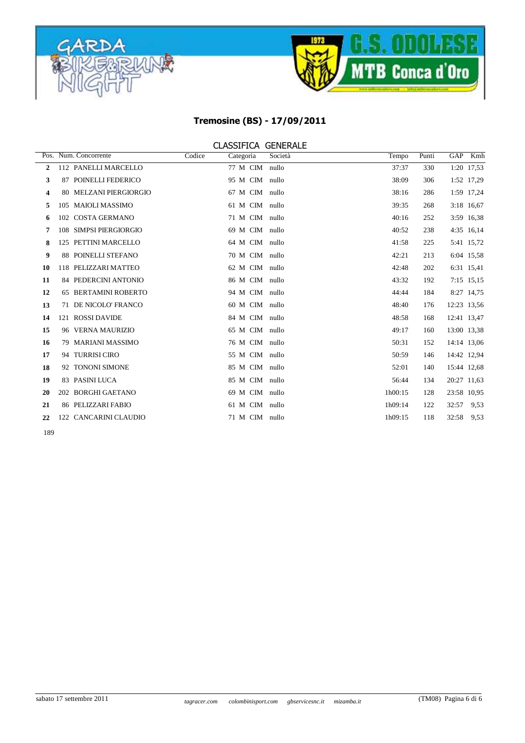**Tremosine (BS) - 17/09/2011**

CLASSIFICA GENERALE

| Pos. | Num. | Concorrente | Codice | Categoria | Società | Tempo | Punti | GAP | Kmh |
|---|---|---|---|---|---|---|---|---|---|
| 2 | 112 | PANELLI MARCELLO | | 77 M CIM | nullo | 37:37 | 330 | 1:20 | 17,53 |
| 3 | 87 | POINELLI FEDERICO | | 95 M CIM | nullo | 38:09 | 306 | 1:52 | 17,29 |
| 4 | 80 | MELZANI PIERGIORGIO | | 67 M CIM | nullo | 38:16 | 286 | 1:59 | 17,24 |
| 5 | 105 | MAIOLI MASSIMO | | 61 M CIM | nullo | 39:35 | 268 | 3:18 | 16,67 |
| 6 | 102 | COSTA GERMANO | | 71 M CIM | nullo | 40:16 | 252 | 3:59 | 16,38 |
| 7 | 108 | SIMPSI PIERGIORGIO | | 69 M CIM | nullo | 40:52 | 238 | 4:35 | 16,14 |
| 8 | 125 | PETTINI MARCELLO | | 64 M CIM | nullo | 41:58 | 225 | 5:41 | 15,72 |
| 9 | 88 | POINELLI STEFANO | | 70 M CIM | nullo | 42:21 | 213 | 6:04 | 15,58 |
| 10 | 118 | PELIZZARI MATTEO | | 62 M CIM | nullo | 42:48 | 202 | 6:31 | 15,41 |
| 11 | 84 | PEDERCINI ANTONIO | | 86 M CIM | nullo | 43:32 | 192 | 7:15 | 15,15 |
| 12 | 65 | BERTAMINI ROBERTO | | 94 M CIM | nullo | 44:44 | 184 | 8:27 | 14,75 |
| 13 | 71 | DE NICOLO' FRANCO | | 60 M CIM | nullo | 48:40 | 176 | 12:23 | 13,56 |
| 14 | 121 | ROSSI DAVIDE | | 84 M CIM | nullo | 48:58 | 168 | 12:41 | 13,47 |
| 15 | 96 | VERNA MAURIZIO | | 65 M CIM | nullo | 49:17 | 160 | 13:00 | 13,38 |
| 16 | 79 | MARIANI MASSIMO | | 76 M CIM | nullo | 50:31 | 152 | 14:14 | 13,06 |
| 17 | 94 | TURRISI CIRO | | 55 M CIM | nullo | 50:59 | 146 | 14:42 | 12,94 |
| 18 | 92 | TONONI SIMONE | | 85 M CIM | nullo | 52:01 | 140 | 15:44 | 12,68 |
| 19 | 83 | PASINI LUCA | | 85 M CIM | nullo | 56:44 | 134 | 20:27 | 11,63 |
| 20 | 202 | BORGHI GAETANO | | 69 M CIM | nullo | 1h00:15 | 128 | 23:58 | 10,95 |
| 21 | 86 | PELIZZARI FABIO | | 61 M CIM | nullo | 1h09:14 | 122 | 32:57 | 9,53 |
| 22 | 122 | CANCARINI CLAUDIO | | 71 M CIM | nullo | 1h09:15 | 118 | 32:58 | 9,53 |

189

sabato 17 settembre 2011

*tagracer.com* *colombinisport.com* *gbservicesnc.it* *mizamba.it*

(TM08)